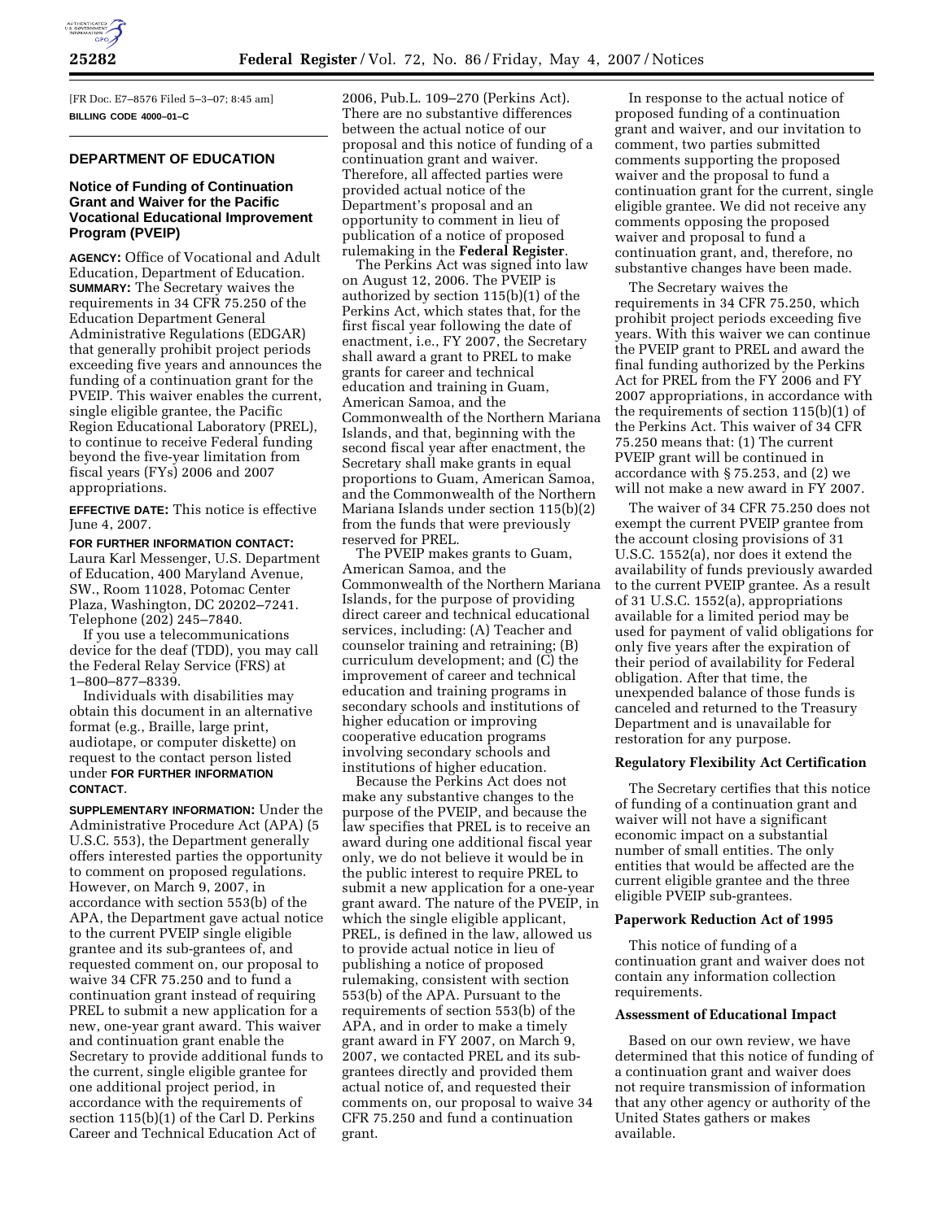[FR Doc. E7–8576 Filed 5–3–07; 8:45 am]

**BILLING CODE 4000–01–C**

## DEPARTMENT OF EDUCATION

### Notice of Funding of Continuation Grant and Waiver for the Pacific Vocational Educational Improvement Program (PVEIP)

**AGENCY:** Office of Vocational and Adult Education, Department of Education.

**SUMMARY:** The Secretary waives the requirements in 34 CFR 75.250 of the Education Department General Administrative Regulations (EDGAR) that generally prohibit project periods exceeding five years and announces the funding of a continuation grant for the PVEIP. This waiver enables the current, single eligible grantee, the Pacific Region Educational Laboratory (PREL), to continue to receive Federal funding beyond the five-year limitation from fiscal years (FYs) 2006 and 2007 appropriations.

**EFFECTIVE DATE:** This notice is effective June 4, 2007.

**FOR FURTHER INFORMATION CONTACT:** Laura Karl Messenger, U.S. Department of Education, 400 Maryland Avenue, SW., Room 11028, Potomac Center Plaza, Washington, DC 20202–7241. Telephone (202) 245–7840.

If you use a telecommunications device for the deaf (TDD), you may call the Federal Relay Service (FRS) at 1–800–877–8339.

Individuals with disabilities may obtain this document in an alternative format (e.g., Braille, large print, audiotape, or computer diskette) on request to the contact person listed under **FOR FURTHER INFORMATION CONTACT**.

**SUPPLEMENTARY INFORMATION:** Under the Administrative Procedure Act (APA) (5 U.S.C. 553), the Department generally offers interested parties the opportunity to comment on proposed regulations. However, on March 9, 2007, in accordance with section 553(b) of the APA, the Department gave actual notice to the current PVEIP single eligible grantee and its sub-grantees of, and requested comment on, our proposal to waive 34 CFR 75.250 and to fund a continuation grant instead of requiring PREL to submit a new application for a new, one-year grant award. This waiver and continuation grant enable the Secretary to provide additional funds to the current, single eligible grantee for one additional project period, in accordance with the requirements of section 115(b)(1) of the Carl D. Perkins Career and Technical Education Act of 2006, Pub.L. 109–270 (Perkins Act). There are no substantive differences between the actual notice of our proposal and this notice of funding of a continuation grant and waiver. Therefore, all affected parties were provided actual notice of the Department's proposal and an opportunity to comment in lieu of publication of a notice of proposed rulemaking in the **Federal Register**.

The Perkins Act was signed into law on August 12, 2006. The PVEIP is authorized by section 115(b)(1) of the Perkins Act, which states that, for the first fiscal year following the date of enactment, i.e., FY 2007, the Secretary shall award a grant to PREL to make grants for career and technical education and training in Guam, American Samoa, and the Commonwealth of the Northern Mariana Islands, and that, beginning with the second fiscal year after enactment, the Secretary shall make grants in equal proportions to Guam, American Samoa, and the Commonwealth of the Northern Mariana Islands under section 115(b)(2) from the funds that were previously reserved for PREL.

The PVEIP makes grants to Guam, American Samoa, and the Commonwealth of the Northern Mariana Islands, for the purpose of providing direct career and technical educational services, including: (A) Teacher and counselor training and retraining; (B) curriculum development; and (C) the improvement of career and technical education and training programs in secondary schools and institutions of higher education or improving cooperative education programs involving secondary schools and institutions of higher education.

Because the Perkins Act does not make any substantive changes to the purpose of the PVEIP, and because the law specifies that PREL is to receive an award during one additional fiscal year only, we do not believe it would be in the public interest to require PREL to submit a new application for a one-year grant award. The nature of the PVEIP, in which the single eligible applicant, PREL, is defined in the law, allowed us to provide actual notice in lieu of publishing a notice of proposed rulemaking, consistent with section 553(b) of the APA. Pursuant to the requirements of section 553(b) of the APA, and in order to make a timely grant award in FY 2007, on March 9, 2007, we contacted PREL and its sub-grantees directly and provided them actual notice of, and requested their comments on, our proposal to waive 34 CFR 75.250 and fund a continuation grant.

In response to the actual notice of proposed funding of a continuation grant and waiver, and our invitation to comment, two parties submitted comments supporting the proposed waiver and the proposal to fund a continuation grant for the current, single eligible grantee. We did not receive any comments opposing the proposed waiver and proposal to fund a continuation grant, and, therefore, no substantive changes have been made.

The Secretary waives the requirements in 34 CFR 75.250, which prohibit project periods exceeding five years. With this waiver we can continue the PVEIP grant to PREL and award the final funding authorized by the Perkins Act for PREL from the FY 2006 and FY 2007 appropriations, in accordance with the requirements of section 115(b)(1) of the Perkins Act. This waiver of 34 CFR 75.250 means that: (1) The current PVEIP grant will be continued in accordance with § 75.253, and (2) we will not make a new award in FY 2007.

The waiver of 34 CFR 75.250 does not exempt the current PVEIP grantee from the account closing provisions of 31 U.S.C. 1552(a), nor does it extend the availability of funds previously awarded to the current PVEIP grantee. As a result of 31 U.S.C. 1552(a), appropriations available for a limited period may be used for payment of valid obligations for only five years after the expiration of their period of availability for Federal obligation. After that time, the unexpended balance of those funds is canceled and returned to the Treasury Department and is unavailable for restoration for any purpose.

#### Regulatory Flexibility Act Certification

The Secretary certifies that this notice of funding of a continuation grant and waiver will not have a significant economic impact on a substantial number of small entities. The only entities that would be affected are the current eligible grantee and the three eligible PVEIP sub-grantees.

#### Paperwork Reduction Act of 1995

This notice of funding of a continuation grant and waiver does not contain any information collection requirements.

#### Assessment of Educational Impact

Based on our own review, we have determined that this notice of funding of a continuation grant and waiver does not require transmission of information that any other agency or authority of the United States gathers or makes available.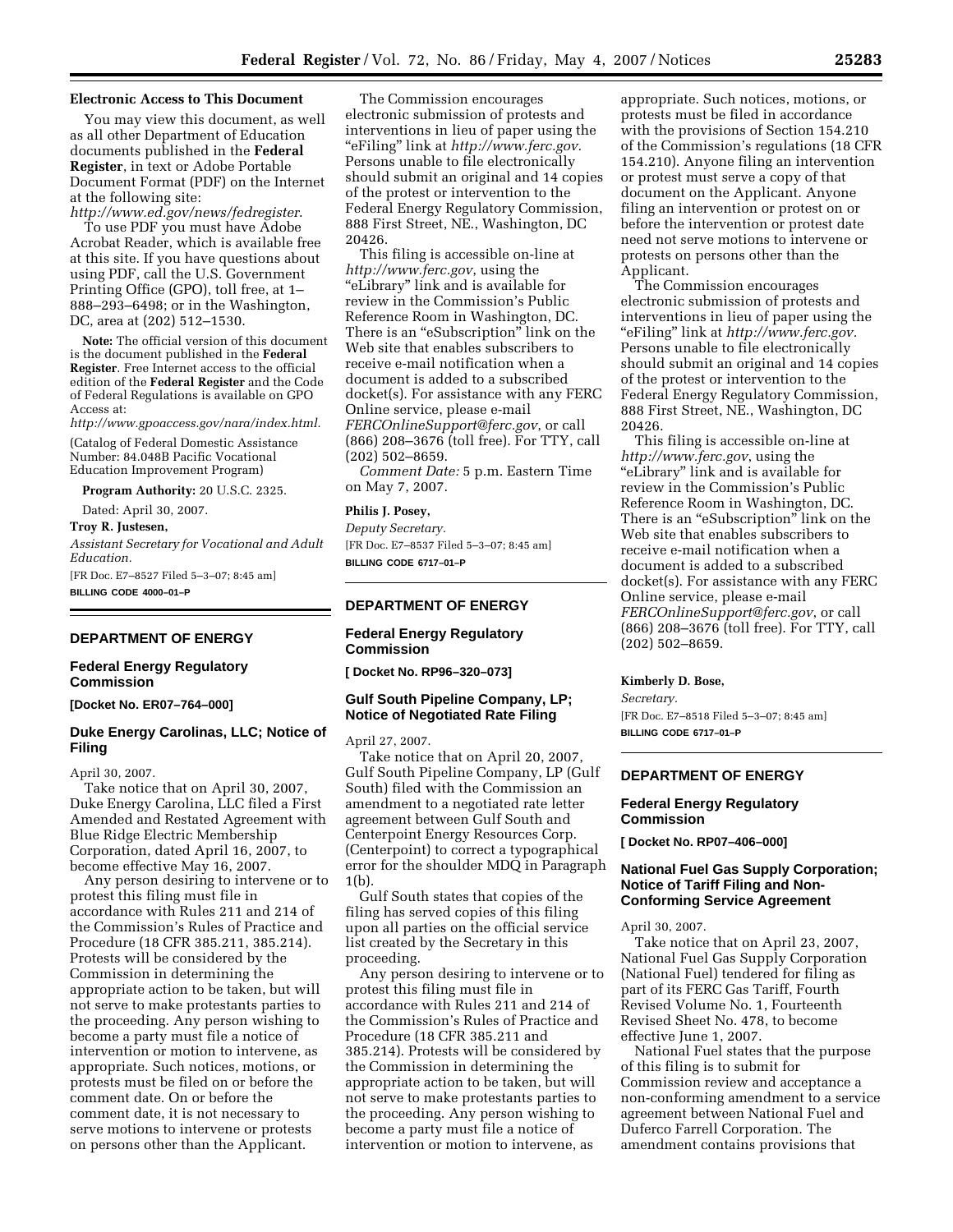## Electronic Access to This Document

You may view this document, as well as all other Department of Education documents published in the **Federal Register**, in text or Adobe Portable Document Format (PDF) on the Internet at the following site: *http://www.ed.gov/news/fedregister*.

To use PDF you must have Adobe Acrobat Reader, which is available free at this site. If you have questions about using PDF, call the U.S. Government Printing Office (GPO), toll free, at 1–888–293–6498; or in the Washington, DC, area at (202) 512–1530.

**Note:** The official version of this document is the document published in the **Federal Register**. Free Internet access to the official edition of the **Federal Register** and the Code of Federal Regulations is available on GPO Access at: *http://www.gpoaccess.gov/nara/index.html.*

(Catalog of Federal Domestic Assistance Number: 84.048B Pacific Vocational Education Improvement Program)

**Program Authority:** 20 U.S.C. 2325.

Dated: April 30, 2007.

**Troy R. Justesen,**

*Assistant Secretary for Vocational and Adult Education.*

[FR Doc. E7–8527 Filed 5–3–07; 8:45 am]

**BILLING CODE 4000–01–P**

## DEPARTMENT OF ENERGY

### Federal Energy Regulatory Commission

**[Docket No. ER07–764–000]**

### Duke Energy Carolinas, LLC; Notice of Filing

April 30, 2007.

Take notice that on April 30, 2007, Duke Energy Carolina, LLC filed a First Amended and Restated Agreement with Blue Ridge Electric Membership Corporation, dated April 16, 2007, to become effective May 16, 2007.

Any person desiring to intervene or to protest this filing must file in accordance with Rules 211 and 214 of the Commission's Rules of Practice and Procedure (18 CFR 385.211, 385.214). Protests will be considered by the Commission in determining the appropriate action to be taken, but will not serve to make protestants parties to the proceeding. Any person wishing to become a party must file a notice of intervention or motion to intervene, as appropriate. Such notices, motions, or protests must be filed on or before the comment date. On or before the comment date, it is not necessary to serve motions to intervene or protests on persons other than the Applicant.

The Commission encourages electronic submission of protests and interventions in lieu of paper using the "eFiling" link at *http://www.ferc.gov.* Persons unable to file electronically should submit an original and 14 copies of the protest or intervention to the Federal Energy Regulatory Commission, 888 First Street, NE., Washington, DC 20426.

This filing is accessible on-line at *http://www.ferc.gov*, using the "eLibrary" link and is available for review in the Commission's Public Reference Room in Washington, DC. There is an "eSubscription" link on the Web site that enables subscribers to receive e-mail notification when a document is added to a subscribed docket(s). For assistance with any FERC Online service, please e-mail *FERCOnlineSupport@ferc.gov*, or call (866) 208–3676 (toll free). For TTY, call (202) 502–8659.

*Comment Date:* 5 p.m. Eastern Time on May 7, 2007.

**Philis J. Posey,**

*Deputy Secretary.*

[FR Doc. E7–8537 Filed 5–3–07; 8:45 am]

**BILLING CODE 6717–01–P**

## DEPARTMENT OF ENERGY

### Federal Energy Regulatory Commission

**[ Docket No. RP96–320–073]**

### Gulf South Pipeline Company, LP; Notice of Negotiated Rate Filing

April 27, 2007.

Take notice that on April 20, 2007, Gulf South Pipeline Company, LP (Gulf South) filed with the Commission an amendment to a negotiated rate letter agreement between Gulf South and Centerpoint Energy Resources Corp. (Centerpoint) to correct a typographical error for the shoulder MDQ in Paragraph 1(b).

Gulf South states that copies of the filing has served copies of this filing upon all parties on the official service list created by the Secretary in this proceeding.

Any person desiring to intervene or to protest this filing must file in accordance with Rules 211 and 214 of the Commission's Rules of Practice and Procedure (18 CFR 385.211 and 385.214). Protests will be considered by the Commission in determining the appropriate action to be taken, but will not serve to make protestants parties to the proceeding. Any person wishing to become a party must file a notice of intervention or motion to intervene, as appropriate. Such notices, motions, or protests must be filed in accordance with the provisions of Section 154.210 of the Commission's regulations (18 CFR 154.210). Anyone filing an intervention or protest must serve a copy of that document on the Applicant. Anyone filing an intervention or protest on or before the intervention or protest date need not serve motions to intervene or protests on persons other than the Applicant.

The Commission encourages electronic submission of protests and interventions in lieu of paper using the "eFiling" link at *http://www.ferc.gov.* Persons unable to file electronically should submit an original and 14 copies of the protest or intervention to the Federal Energy Regulatory Commission, 888 First Street, NE., Washington, DC 20426.

This filing is accessible on-line at *http://www.ferc.gov*, using the "eLibrary" link and is available for review in the Commission's Public Reference Room in Washington, DC. There is an "eSubscription" link on the Web site that enables subscribers to receive e-mail notification when a document is added to a subscribed docket(s). For assistance with any FERC Online service, please e-mail *FERCOnlineSupport@ferc.gov*, or call (866) 208–3676 (toll free). For TTY, call (202) 502–8659.

**Kimberly D. Bose,**

*Secretary.*

[FR Doc. E7–8518 Filed 5–3–07; 8:45 am]

**BILLING CODE 6717–01–P**

## DEPARTMENT OF ENERGY

### Federal Energy Regulatory Commission

**[ Docket No. RP07–406–000]**

### National Fuel Gas Supply Corporation; Notice of Tariff Filing and Non-Conforming Service Agreement

April 30, 2007.

Take notice that on April 23, 2007, National Fuel Gas Supply Corporation (National Fuel) tendered for filing as part of its FERC Gas Tariff, Fourth Revised Volume No. 1, Fourteenth Revised Sheet No. 478, to become effective June 1, 2007.

National Fuel states that the purpose of this filing is to submit for Commission review and acceptance a non-conforming amendment to a service agreement between National Fuel and Duferco Farrell Corporation. The amendment contains provisions that